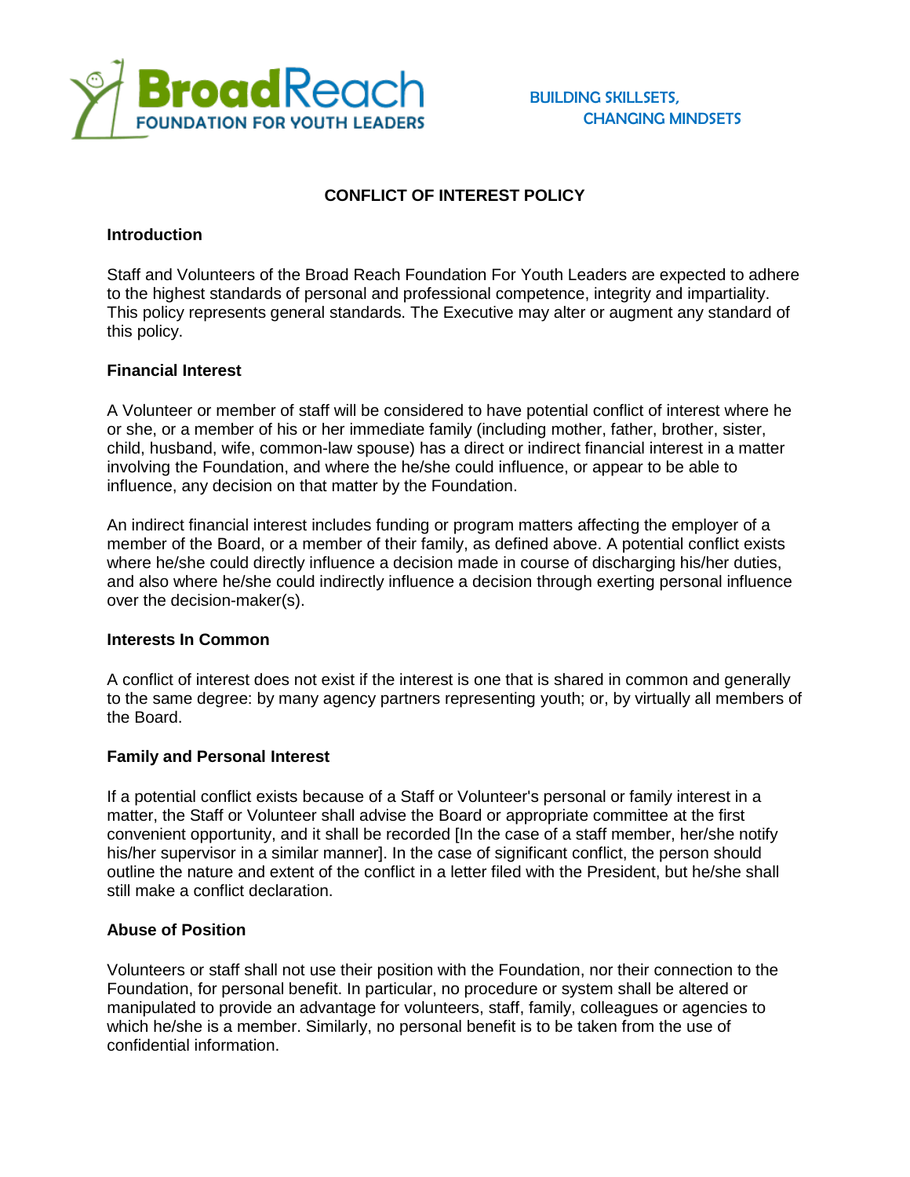BroadReach FOUNDATION FOR YOUTH LEADERS

BUILDING SKILLSETS, CHANGING MINDSETS

# CONFLICT OF INTEREST POLICY

## Introduction

Staff and Volunteers of the Broad Reach Foundation For Youth Leaders are expected to adhere to the highest standards of personal and professional competence, integrity and impartiality. This policy represents general standards. The Executive may alter or augment any standard of this policy.

## Financial Interest

A Volunteer or member of staff will be considered to have potential conflict of interest where he or she, or a member of his or her immediate family (including mother, father, brother, sister, child, husband, wife, common-law spouse) has a direct or indirect financial interest in a matter involving the Foundation, and where the he/she could influence, or appear to be able to influence, any decision on that matter by the Foundation.

An indirect financial interest includes funding or program matters affecting the employer of a member of the Board, or a member of their family, as defined above. A potential conflict exists where he/she could directly influence a decision made in course of discharging his/her duties, and also where he/she could indirectly influence a decision through exerting personal influence over the decision-maker(s).

## Interests In Common

A conflict of interest does not exist if the interest is one that is shared in common and generally to the same degree: by many agency partners representing youth; or, by virtually all members of the Board.

## Family and Personal Interest

If a potential conflict exists because of a Staff or Volunteer's personal or family interest in a matter, the Staff or Volunteer shall advise the Board or appropriate committee at the first convenient opportunity, and it shall be recorded [In the case of a staff member, her/she notify his/her supervisor in a similar manner]. In the case of significant conflict, the person should outline the nature and extent of the conflict in a letter filed with the President, but he/she shall still make a conflict declaration.

## Abuse of Position

Volunteers or staff shall not use their position with the Foundation, nor their connection to the Foundation, for personal benefit. In particular, no procedure or system shall be altered or manipulated to provide an advantage for volunteers, staff, family, colleagues or agencies to which he/she is a member. Similarly, no personal benefit is to be taken from the use of confidential information.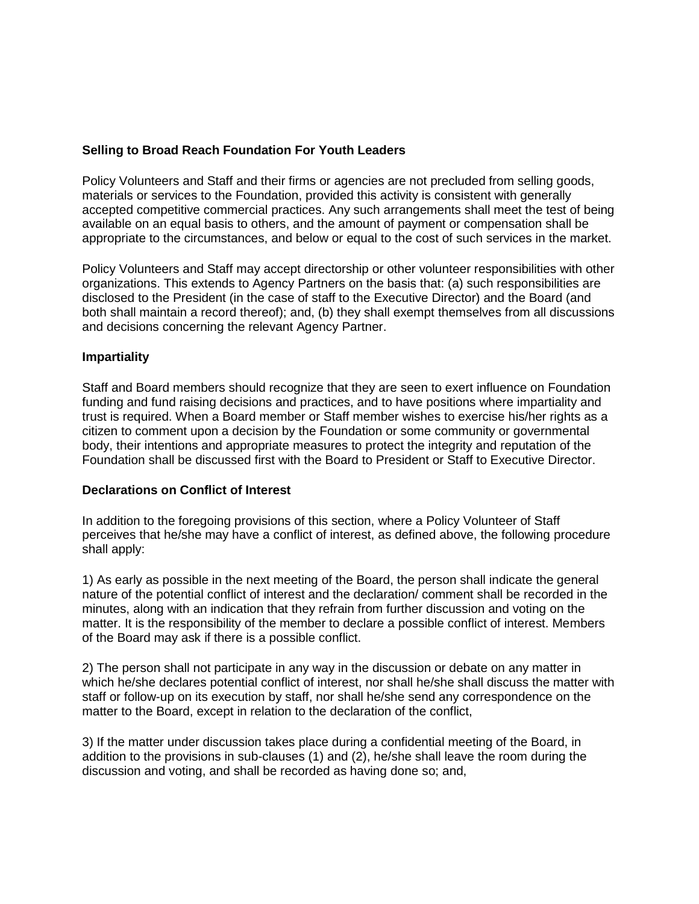**Selling to Broad Reach Foundation For Youth Leaders**

Policy Volunteers and Staff and their firms or agencies are not precluded from selling goods, materials or services to the Foundation, provided this activity is consistent with generally accepted competitive commercial practices. Any such arrangements shall meet the test of being available on an equal basis to others, and the amount of payment or compensation shall be appropriate to the circumstances, and below or equal to the cost of such services in the market.

Policy Volunteers and Staff may accept directorship or other volunteer responsibilities with other organizations. This extends to Agency Partners on the basis that: (a) such responsibilities are disclosed to the President (in the case of staff to the Executive Director) and the Board (and both shall maintain a record thereof); and, (b) they shall exempt themselves from all discussions and decisions concerning the relevant Agency Partner.

**Impartiality**

Staff and Board members should recognize that they are seen to exert influence on Foundation funding and fund raising decisions and practices, and to have positions where impartiality and trust is required. When a Board member or Staff member wishes to exercise his/her rights as a citizen to comment upon a decision by the Foundation or some community or governmental body, their intentions and appropriate measures to protect the integrity and reputation of the Foundation shall be discussed first with the Board to President or Staff to Executive Director.

**Declarations on Conflict of Interest**

In addition to the foregoing provisions of this section, where a Policy Volunteer of Staff perceives that he/she may have a conflict of interest, as defined above, the following procedure shall apply:

1) As early as possible in the next meeting of the Board, the person shall indicate the general nature of the potential conflict of interest and the declaration/ comment shall be recorded in the minutes, along with an indication that they refrain from further discussion and voting on the matter. It is the responsibility of the member to declare a possible conflict of interest. Members of the Board may ask if there is a possible conflict.

2) The person shall not participate in any way in the discussion or debate on any matter in which he/she declares potential conflict of interest, nor shall he/she shall discuss the matter with staff or follow-up on its execution by staff, nor shall he/she send any correspondence on the matter to the Board, except in relation to the declaration of the conflict,

3) If the matter under discussion takes place during a confidential meeting of the Board, in addition to the provisions in sub-clauses (1) and (2), he/she shall leave the room during the discussion and voting, and shall be recorded as having done so; and,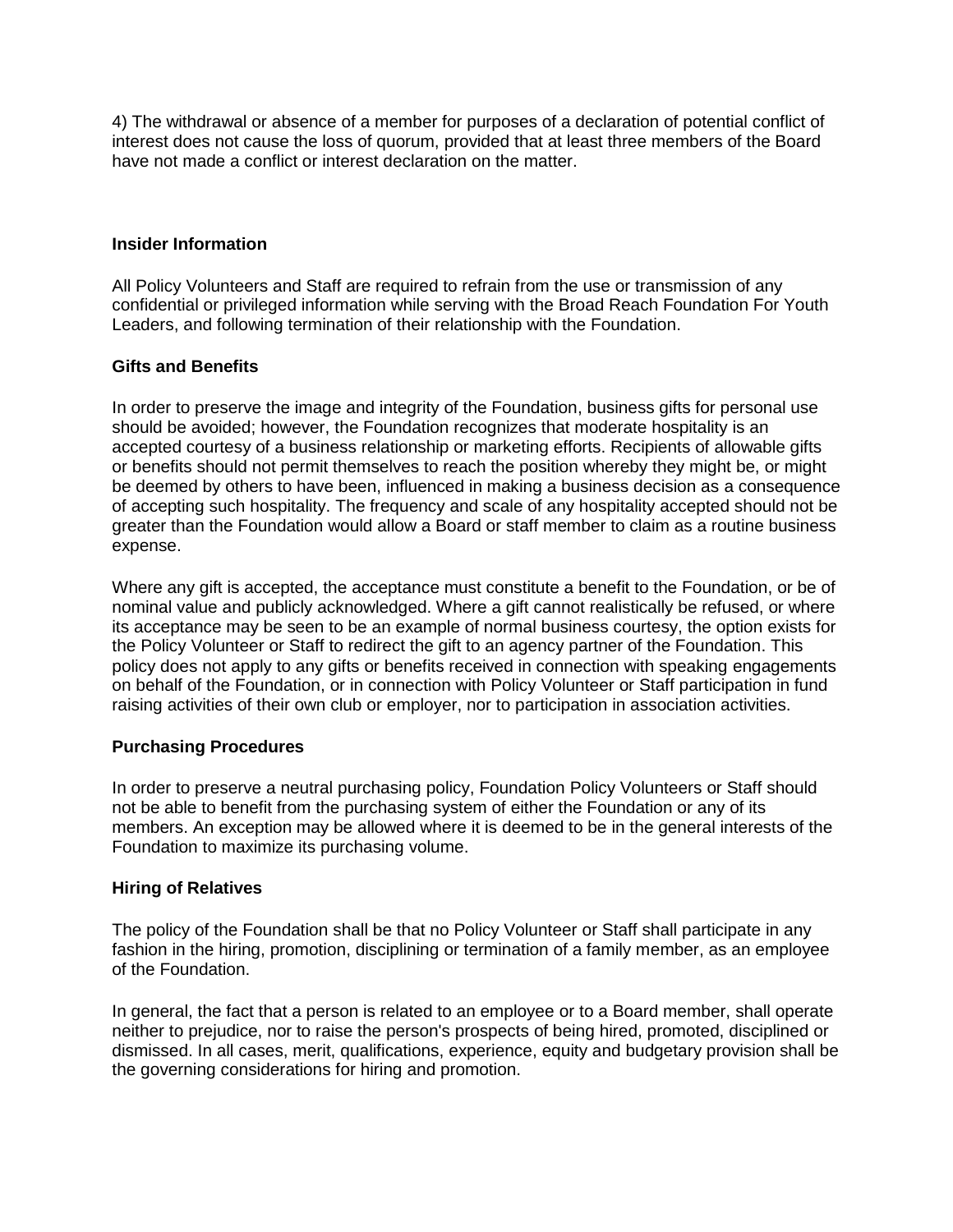4) The withdrawal or absence of a member for purposes of a declaration of potential conflict of interest does not cause the loss of quorum, provided that at least three members of the Board have not made a conflict or interest declaration on the matter.

**Insider Information**

All Policy Volunteers and Staff are required to refrain from the use or transmission of any confidential or privileged information while serving with the Broad Reach Foundation For Youth Leaders, and following termination of their relationship with the Foundation.

**Gifts and Benefits**

In order to preserve the image and integrity of the Foundation, business gifts for personal use should be avoided; however, the Foundation recognizes that moderate hospitality is an accepted courtesy of a business relationship or marketing efforts. Recipients of allowable gifts or benefits should not permit themselves to reach the position whereby they might be, or might be deemed by others to have been, influenced in making a business decision as a consequence of accepting such hospitality. The frequency and scale of any hospitality accepted should not be greater than the Foundation would allow a Board or staff member to claim as a routine business expense.

Where any gift is accepted, the acceptance must constitute a benefit to the Foundation, or be of nominal value and publicly acknowledged. Where a gift cannot realistically be refused, or where its acceptance may be seen to be an example of normal business courtesy, the option exists for the Policy Volunteer or Staff to redirect the gift to an agency partner of the Foundation. This policy does not apply to any gifts or benefits received in connection with speaking engagements on behalf of the Foundation, or in connection with Policy Volunteer or Staff participation in fund raising activities of their own club or employer, nor to participation in association activities.

**Purchasing Procedures**

In order to preserve a neutral purchasing policy, Foundation Policy Volunteers or Staff should not be able to benefit from the purchasing system of either the Foundation or any of its members. An exception may be allowed where it is deemed to be in the general interests of the Foundation to maximize its purchasing volume.

**Hiring of Relatives**

The policy of the Foundation shall be that no Policy Volunteer or Staff shall participate in any fashion in the hiring, promotion, disciplining or termination of a family member, as an employee of the Foundation.

In general, the fact that a person is related to an employee or to a Board member, shall operate neither to prejudice, nor to raise the person's prospects of being hired, promoted, disciplined or dismissed. In all cases, merit, qualifications, experience, equity and budgetary provision shall be the governing considerations for hiring and promotion.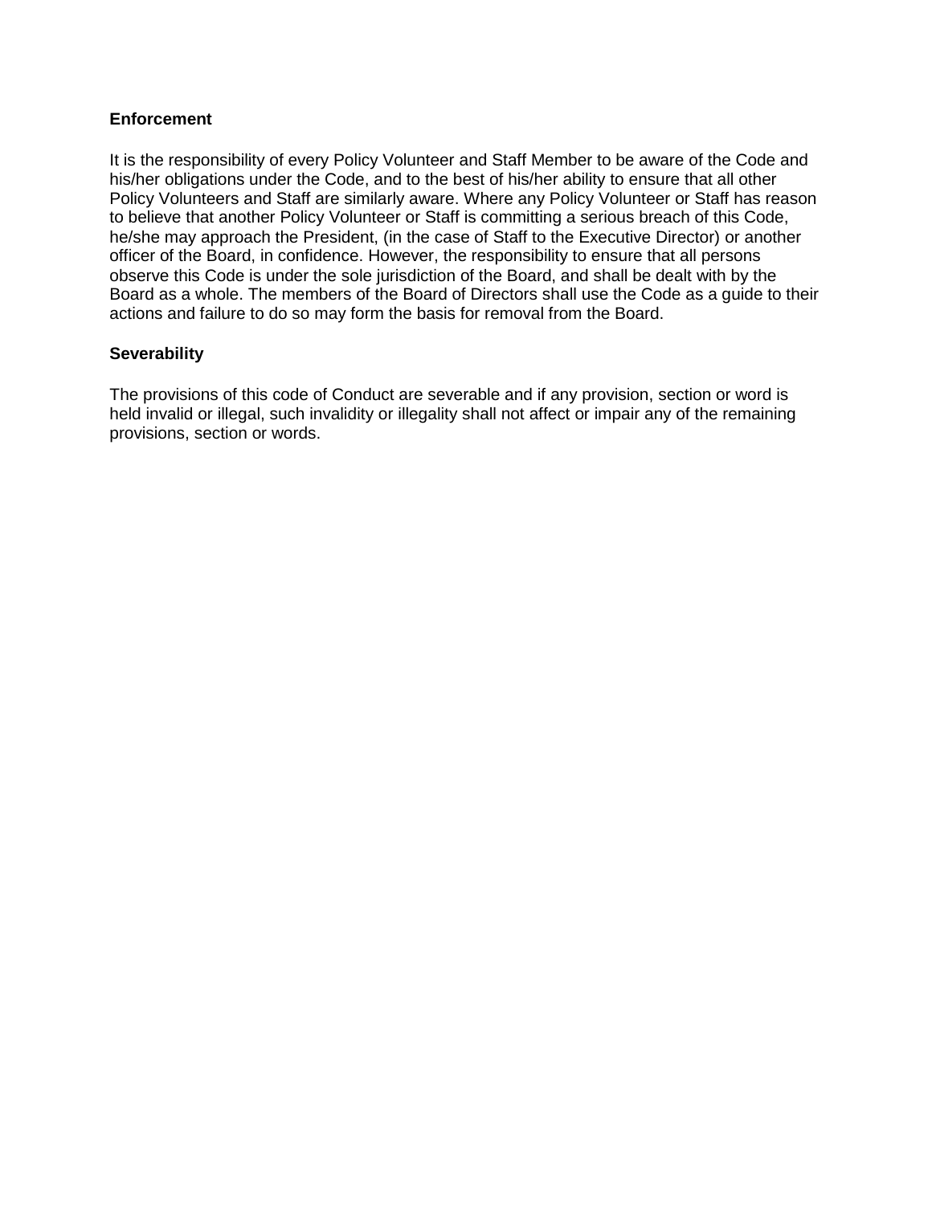**Enforcement**

It is the responsibility of every Policy Volunteer and Staff Member to be aware of the Code and his/her obligations under the Code, and to the best of his/her ability to ensure that all other Policy Volunteers and Staff are similarly aware. Where any Policy Volunteer or Staff has reason to believe that another Policy Volunteer or Staff is committing a serious breach of this Code, he/she may approach the President, (in the case of Staff to the Executive Director) or another officer of the Board, in confidence. However, the responsibility to ensure that all persons observe this Code is under the sole jurisdiction of the Board, and shall be dealt with by the Board as a whole. The members of the Board of Directors shall use the Code as a guide to their actions and failure to do so may form the basis for removal from the Board.

**Severability**

The provisions of this code of Conduct are severable and if any provision, section or word is held invalid or illegal, such invalidity or illegality shall not affect or impair any of the remaining provisions, section or words.